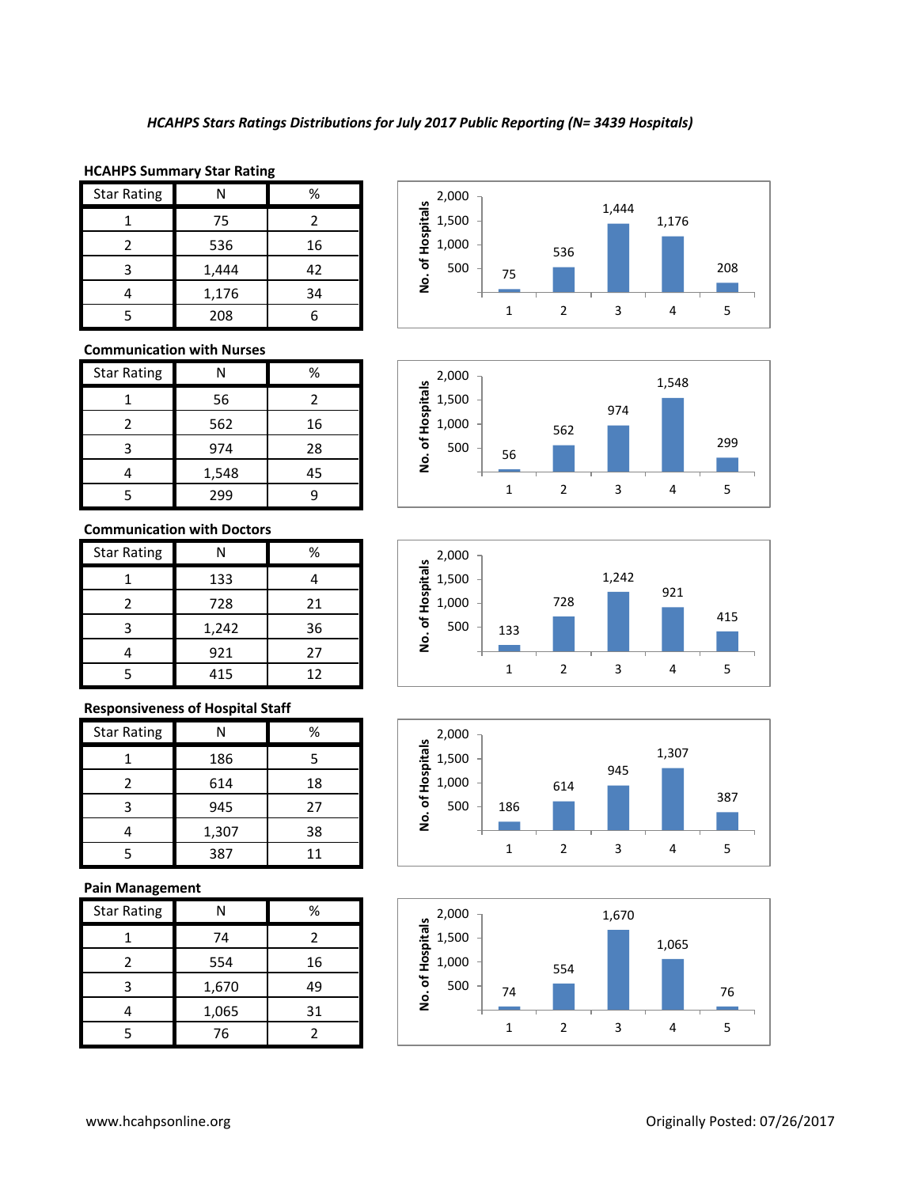*HCAHPS Stars Ratings Distributions for July 2017 Public Reporting (N= 3439 Hospitals)*

**HCAHPS Summary Star Rating**

| Star Rating | N | % |
|---|---|---|
| 1 | 75 | 2 |
| 2 | 536 | 16 |
| 3 | 1,444 | 42 |
| 4 | 1,176 | 34 |
| 5 | 208 | 6 |

**Communication with Nurses**

| Star Rating | N | % |
|---|---|---|
| 1 | 56 | 2 |
| 2 | 562 | 16 |
| 3 | 974 | 28 |
| 4 | 1,548 | 45 |
| 5 | 299 | 9 |

**Communication with Doctors**

| Star Rating | N | % |
|---|---|---|
| 1 | 133 | 4 |
| 2 | 728 | 21 |
| 3 | 1,242 | 36 |
| 4 | 921 | 27 |
| 5 | 415 | 12 |

**Responsiveness of Hospital Staff**

| Star Rating | N | % |
|---|---|---|
| 1 | 186 | 5 |
| 2 | 614 | 18 |
| 3 | 945 | 27 |
| 4 | 1,307 | 38 |
| 5 | 387 | 11 |

**Pain Management**

| Star Rating | N | % |
|---|---|---|
| 1 | 74 | 2 |
| 2 | 554 | 16 |
| 3 | 1,670 | 49 |
| 4 | 1,065 | 31 |
| 5 | 76 | 2 |

www.hcahpsonline.org

Originally Posted: 07/26/2017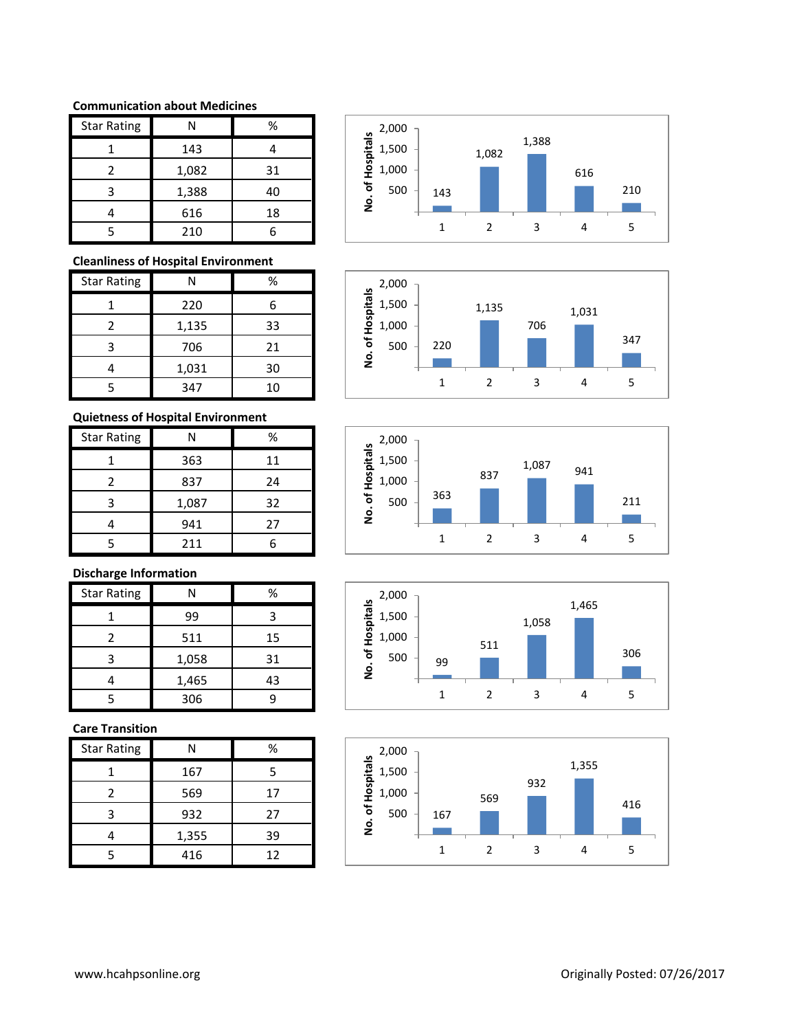**Communication about Medicines**

| Star Rating | N | % |
|---|---|---|
| 1 | 143 | 4 |
| 2 | 1,082 | 31 |
| 3 | 1,388 | 40 |
| 4 | 616 | 18 |
| 5 | 210 | 6 |

**Cleanliness of Hospital Environment**

| Star Rating | N | % |
|---|---|---|
| 1 | 220 | 6 |
| 2 | 1,135 | 33 |
| 3 | 706 | 21 |
| 4 | 1,031 | 30 |
| 5 | 347 | 10 |

**Quietness of Hospital Environment**

| Star Rating | N | % |
|---|---|---|
| 1 | 363 | 11 |
| 2 | 837 | 24 |
| 3 | 1,087 | 32 |
| 4 | 941 | 27 |
| 5 | 211 | 6 |

**Discharge Information**

| Star Rating | N | % |
|---|---|---|
| 1 | 99 | 3 |
| 2 | 511 | 15 |
| 3 | 1,058 | 31 |
| 4 | 1,465 | 43 |
| 5 | 306 | 9 |

**Care Transition**

| Star Rating | N | % |
|---|---|---|
| 1 | 167 | 5 |
| 2 | 569 | 17 |
| 3 | 932 | 27 |
| 4 | 1,355 | 39 |
| 5 | 416 | 12 |

www.hcahpsonline.org

Originally Posted: 07/26/2017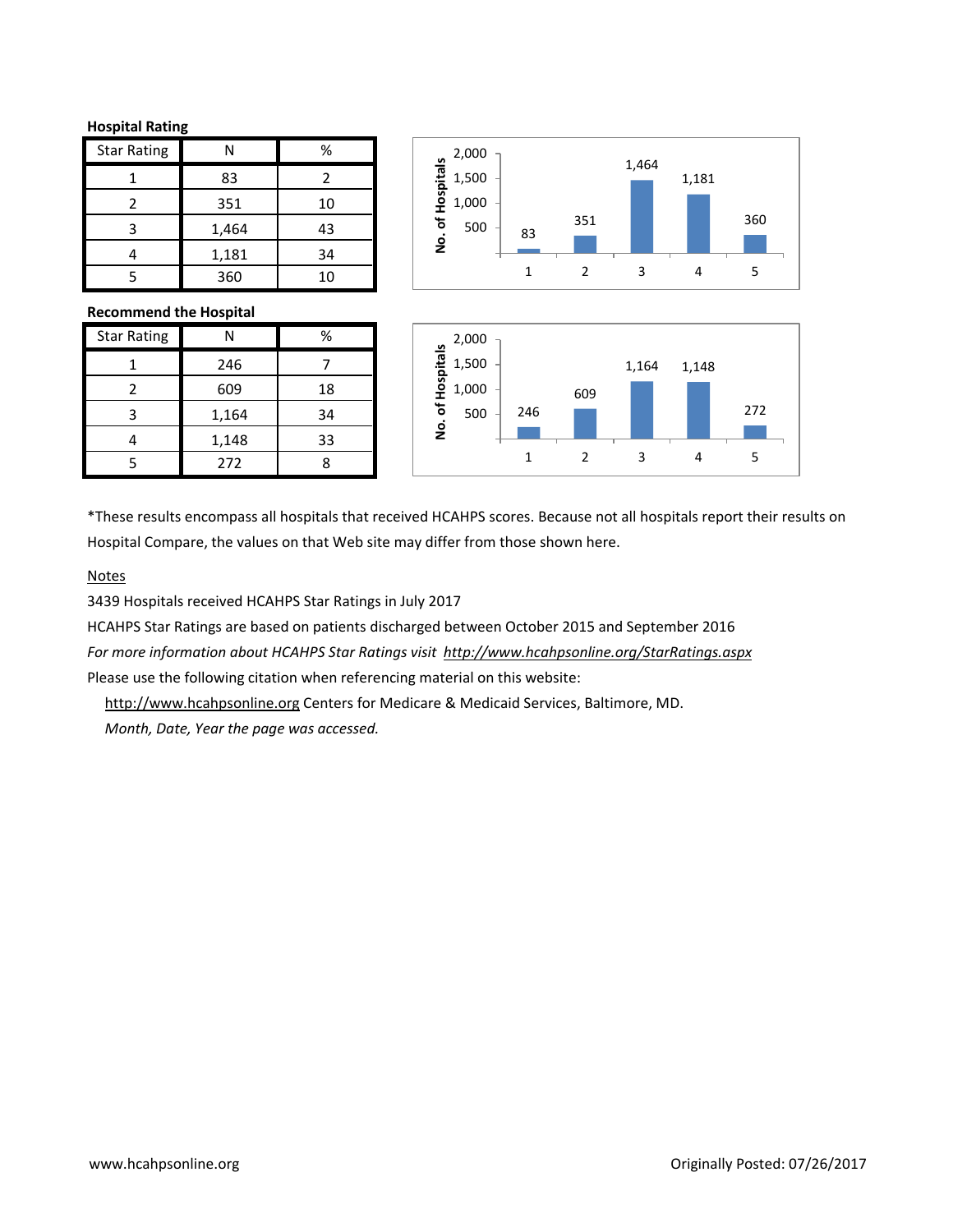**Hospital Rating**

| Star Rating | N | % |
|---|---|---|
| 1 | 83 | 2 |
| 2 | 351 | 10 |
| 3 | 1,464 | 43 |
| 4 | 1,181 | 34 |
| 5 | 360 | 10 |

No. of Hospitals
2,000
1,500
1,000
500
83
351
1,464
1,181
360
1 2 3 4 5

**Recommend the Hospital**

| Star Rating | N | % |
|---|---|---|
| 1 | 246 | 7 |
| 2 | 609 | 18 |
| 3 | 1,164 | 34 |
| 4 | 1,148 | 33 |
| 5 | 272 | 8 |

No. of Hospitals
2,000
1,500
1,000
500
246
609
1,164
1,148
272
1 2 3 4 5

*These results encompass all hospitals that received HCAHPS scores. Because not all hospitals report their results on Hospital Compare, the values on that Web site may differ from those shown here.

Notes

3439 Hospitals received HCAHPS Star Ratings in July 2017

HCAHPS Star Ratings are based on patients discharged between October 2015 and September 2016

*For more information about HCAHPS Star Ratings visit http://www.hcahpsonline.org/StarRatings.aspx*

Please use the following citation when referencing material on this website:

http://www.hcahpsonline.org Centers for Medicare & Medicaid Services, Baltimore, MD.

*Month, Date, Year the page was accessed.*

www.hcahpsonline.org

Originally Posted: 07/26/2017